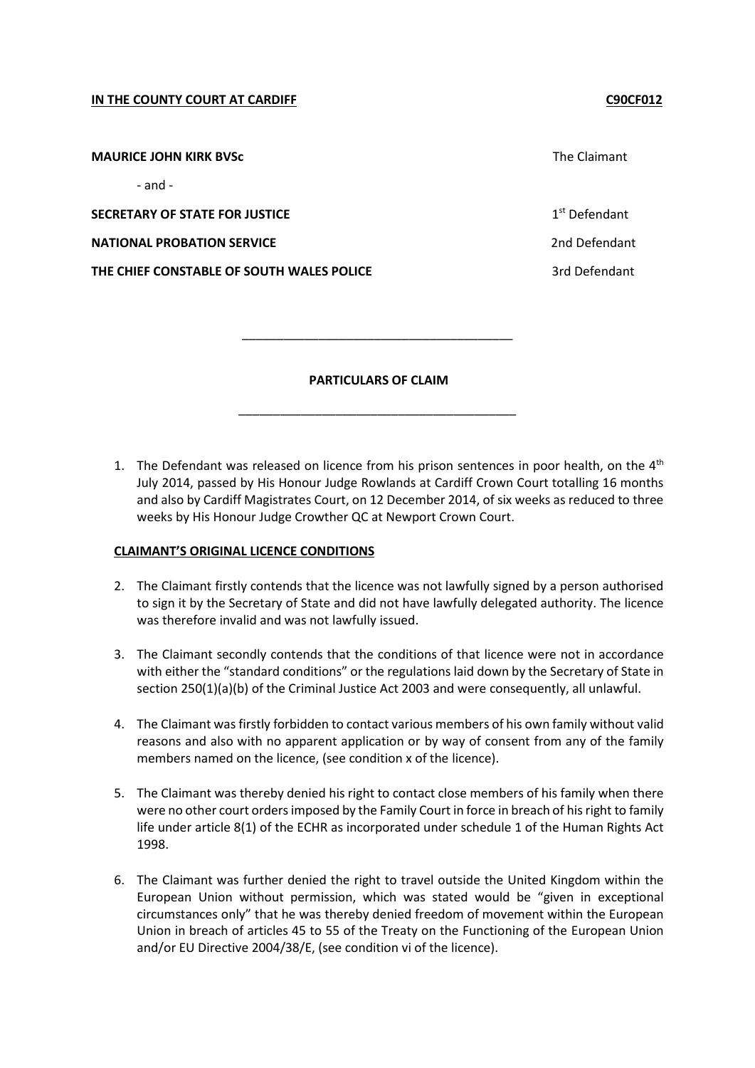**IN THE COUNTY COURT AT CARDIFF** **C90CF012**

| | |
|---|---|
| **MAURICE JOHN KIRK BVSc** | The Claimant |
| - and - | |
| **SECRETARY OF STATE FOR JUSTICE** | 1st Defendant |
| **NATIONAL PROBATION SERVICE** | 2nd Defendant |
| **THE CHIEF CONSTABLE OF SOUTH WALES POLICE** | 3rd Defendant |

---

**PARTICULARS OF CLAIM**

---

1. The Defendant was released on licence from his prison sentences in poor health, on the 4th July 2014, passed by His Honour Judge Rowlands at Cardiff Crown Court totalling 16 months and also by Cardiff Magistrates Court, on 12 December 2014, of six weeks as reduced to three weeks by His Honour Judge Crowther QC at Newport Crown Court.

**CLAIMANT'S ORIGINAL LICENCE CONDITIONS**

2. The Claimant firstly contends that the licence was not lawfully signed by a person authorised to sign it by the Secretary of State and did not have lawfully delegated authority. The licence was therefore invalid and was not lawfully issued.

3. The Claimant secondly contends that the conditions of that licence were not in accordance with either the "standard conditions" or the regulations laid down by the Secretary of State in section 250(1)(a)(b) of the Criminal Justice Act 2003 and were consequently, all unlawful.

4. The Claimant was firstly forbidden to contact various members of his own family without valid reasons and also with no apparent application or by way of consent from any of the family members named on the licence, (see condition x of the licence).

5. The Claimant was thereby denied his right to contact close members of his family when there were no other court orders imposed by the Family Court in force in breach of his right to family life under article 8(1) of the ECHR as incorporated under schedule 1 of the Human Rights Act 1998.

6. The Claimant was further denied the right to travel outside the United Kingdom within the European Union without permission, which was stated would be "given in exceptional circumstances only" that he was thereby denied freedom of movement within the European Union in breach of articles 45 to 55 of the Treaty on the Functioning of the European Union and/or EU Directive 2004/38/E, (see condition vi of the licence).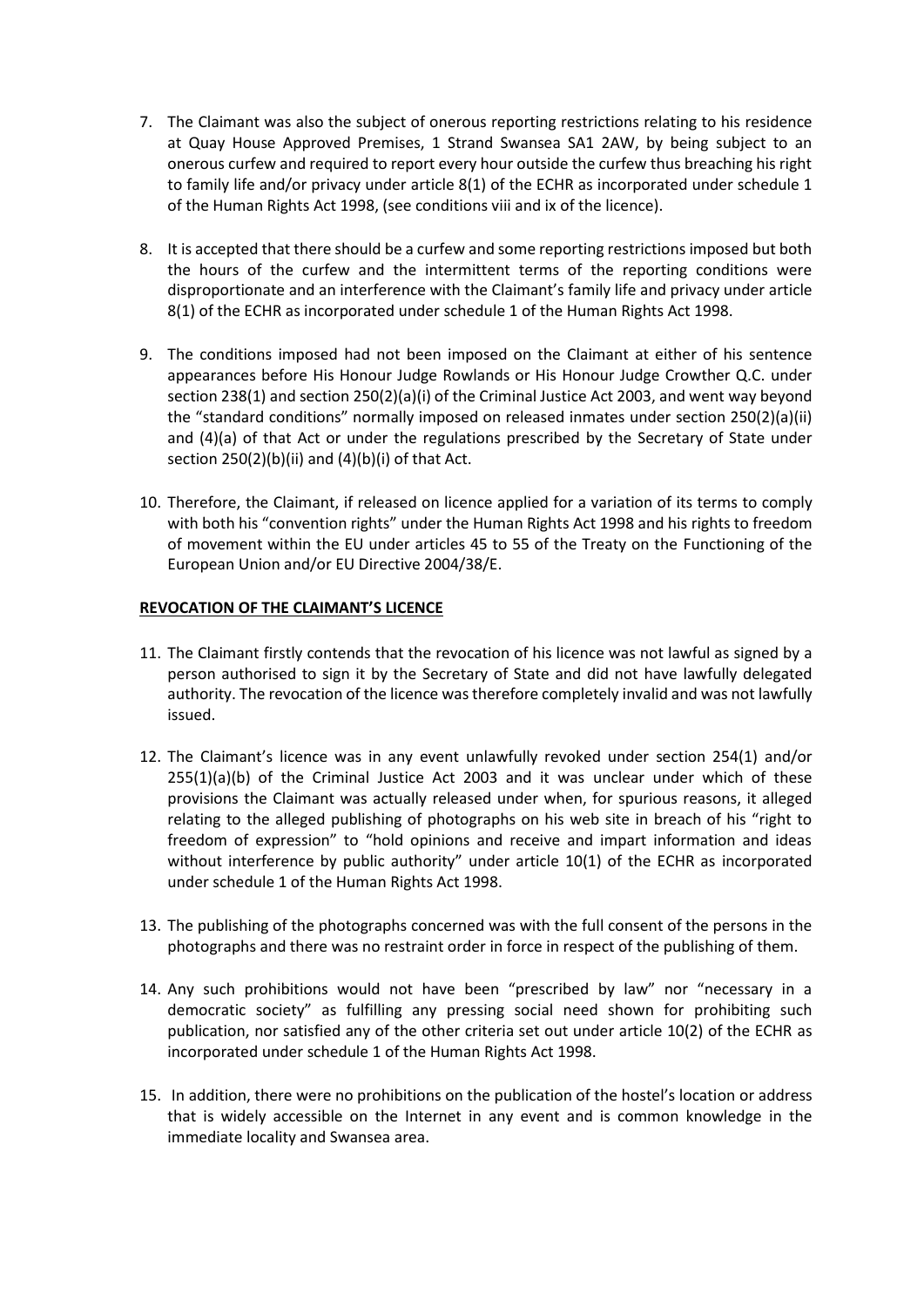7. The Claimant was also the subject of onerous reporting restrictions relating to his residence at Quay House Approved Premises, 1 Strand Swansea SA1 2AW, by being subject to an onerous curfew and required to report every hour outside the curfew thus breaching his right to family life and/or privacy under article 8(1) of the ECHR as incorporated under schedule 1 of the Human Rights Act 1998, (see conditions viii and ix of the licence).

8. It is accepted that there should be a curfew and some reporting restrictions imposed but both the hours of the curfew and the intermittent terms of the reporting conditions were disproportionate and an interference with the Claimant's family life and privacy under article 8(1) of the ECHR as incorporated under schedule 1 of the Human Rights Act 1998.

9. The conditions imposed had not been imposed on the Claimant at either of his sentence appearances before His Honour Judge Rowlands or His Honour Judge Crowther Q.C. under section 238(1) and section 250(2)(a)(i) of the Criminal Justice Act 2003, and went way beyond the "standard conditions" normally imposed on released inmates under section 250(2)(a)(ii) and (4)(a) of that Act or under the regulations prescribed by the Secretary of State under section 250(2)(b)(ii) and (4)(b)(i) of that Act.

10. Therefore, the Claimant, if released on licence applied for a variation of its terms to comply with both his "convention rights" under the Human Rights Act 1998 and his rights to freedom of movement within the EU under articles 45 to 55 of the Treaty on the Functioning of the European Union and/or EU Directive 2004/38/E.

**REVOCATION OF THE CLAIMANT'S LICENCE**

11. The Claimant firstly contends that the revocation of his licence was not lawful as signed by a person authorised to sign it by the Secretary of State and did not have lawfully delegated authority. The revocation of the licence was therefore completely invalid and was not lawfully issued.

12. The Claimant's licence was in any event unlawfully revoked under section 254(1) and/or 255(1)(a)(b) of the Criminal Justice Act 2003 and it was unclear under which of these provisions the Claimant was actually released under when, for spurious reasons, it alleged relating to the alleged publishing of photographs on his web site in breach of his "right to freedom of expression" to "hold opinions and receive and impart information and ideas without interference by public authority" under article 10(1) of the ECHR as incorporated under schedule 1 of the Human Rights Act 1998.

13. The publishing of the photographs concerned was with the full consent of the persons in the photographs and there was no restraint order in force in respect of the publishing of them.

14. Any such prohibitions would not have been "prescribed by law" nor "necessary in a democratic society" as fulfilling any pressing social need shown for prohibiting such publication, nor satisfied any of the other criteria set out under article 10(2) of the ECHR as incorporated under schedule 1 of the Human Rights Act 1998.

15. In addition, there were no prohibitions on the publication of the hostel's location or address that is widely accessible on the Internet in any event and is common knowledge in the immediate locality and Swansea area.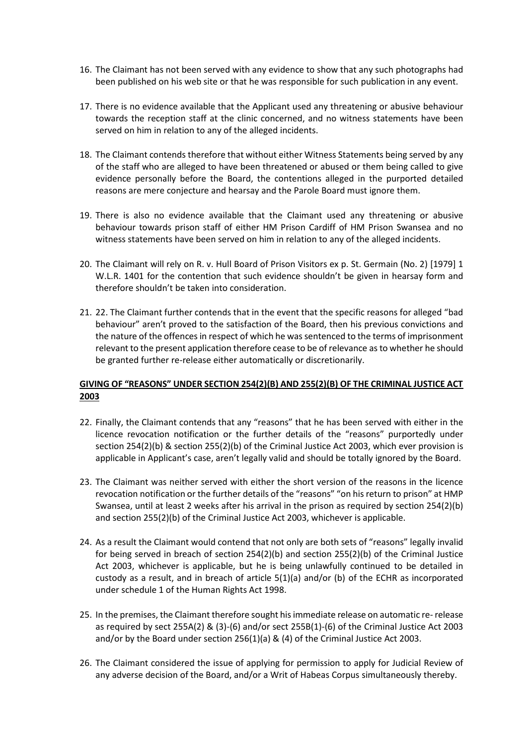16. The Claimant has not been served with any evidence to show that any such photographs had been published on his web site or that he was responsible for such publication in any event.

17. There is no evidence available that the Applicant used any threatening or abusive behaviour towards the reception staff at the clinic concerned, and no witness statements have been served on him in relation to any of the alleged incidents.

18. The Claimant contends therefore that without either Witness Statements being served by any of the staff who are alleged to have been threatened or abused or them being called to give evidence personally before the Board, the contentions alleged in the purported detailed reasons are mere conjecture and hearsay and the Parole Board must ignore them.

19. There is also no evidence available that the Claimant used any threatening or abusive behaviour towards prison staff of either HM Prison Cardiff of HM Prison Swansea and no witness statements have been served on him in relation to any of the alleged incidents.

20. The Claimant will rely on R. v. Hull Board of Prison Visitors ex p. St. Germain (No. 2) [1979] 1 W.L.R. 1401 for the contention that such evidence shouldn't be given in hearsay form and therefore shouldn't be taken into consideration.

21. 22. The Claimant further contends that in the event that the specific reasons for alleged "bad behaviour" aren't proved to the satisfaction of the Board, then his previous convictions and the nature of the offences in respect of which he was sentenced to the terms of imprisonment relevant to the present application therefore cease to be of relevance as to whether he should be granted further re-release either automatically or discretionarily.

**GIVING OF "REASONS" UNDER SECTION 254(2)(B) AND 255(2)(B) OF THE CRIMINAL JUSTICE ACT 2003**

22. Finally, the Claimant contends that any "reasons" that he has been served with either in the licence revocation notification or the further details of the "reasons" purportedly under section 254(2)(b) & section 255(2)(b) of the Criminal Justice Act 2003, which ever provision is applicable in Applicant's case, aren't legally valid and should be totally ignored by the Board.

23. The Claimant was neither served with either the short version of the reasons in the licence revocation notification or the further details of the "reasons" "on his return to prison" at HMP Swansea, until at least 2 weeks after his arrival in the prison as required by section 254(2)(b) and section 255(2)(b) of the Criminal Justice Act 2003, whichever is applicable.

24. As a result the Claimant would contend that not only are both sets of "reasons" legally invalid for being served in breach of section 254(2)(b) and section 255(2)(b) of the Criminal Justice Act 2003, whichever is applicable, but he is being unlawfully continued to be detailed in custody as a result, and in breach of article 5(1)(a) and/or (b) of the ECHR as incorporated under schedule 1 of the Human Rights Act 1998.

25. In the premises, the Claimant therefore sought his immediate release on automatic re- release as required by sect 255A(2) & (3)-(6) and/or sect 255B(1)-(6) of the Criminal Justice Act 2003 and/or by the Board under section 256(1)(a) & (4) of the Criminal Justice Act 2003.

26. The Claimant considered the issue of applying for permission to apply for Judicial Review of any adverse decision of the Board, and/or a Writ of Habeas Corpus simultaneously thereby.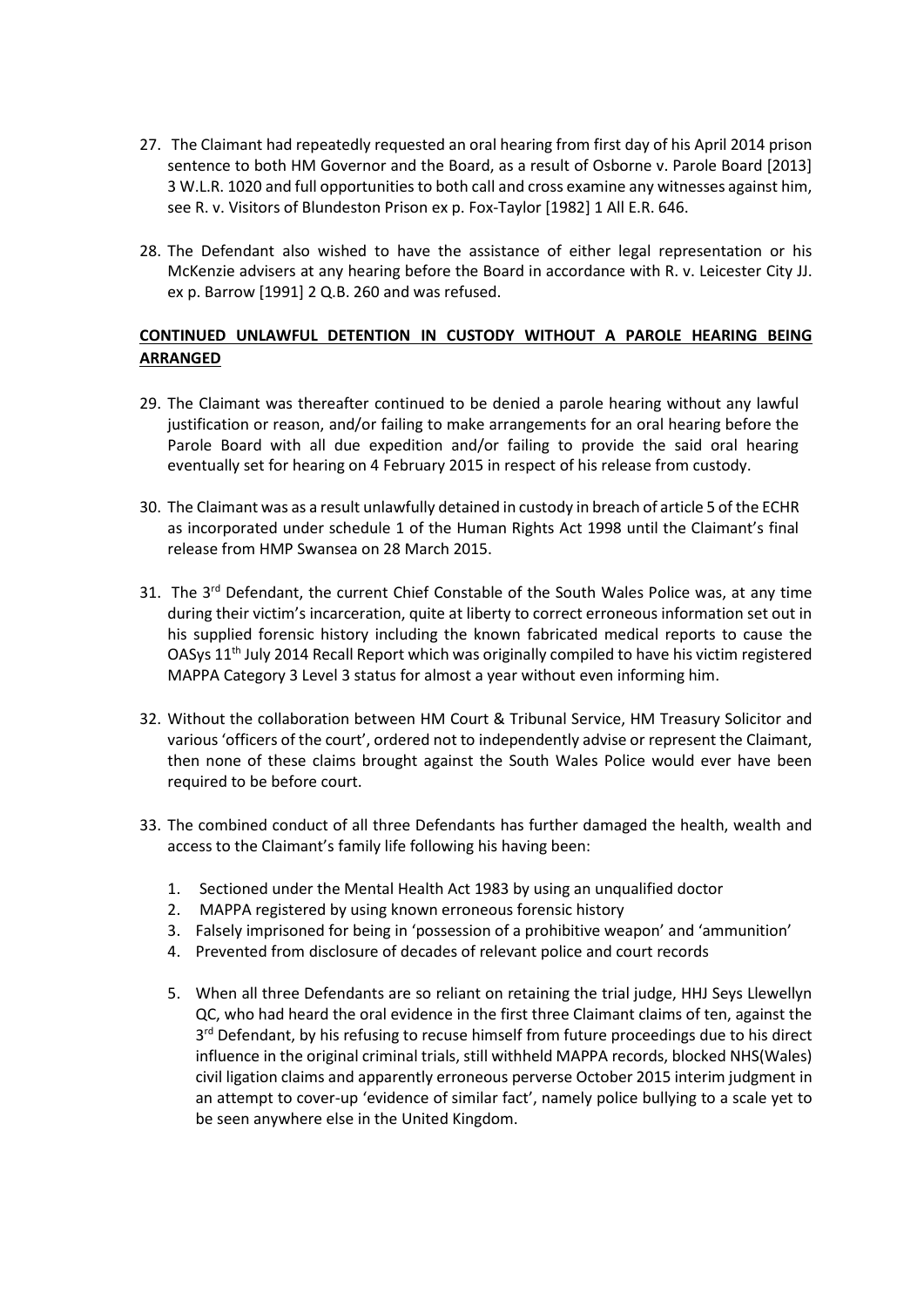27. The Claimant had repeatedly requested an oral hearing from first day of his April 2014 prison sentence to both HM Governor and the Board, as a result of Osborne v. Parole Board [2013] 3 W.L.R. 1020 and full opportunities to both call and cross examine any witnesses against him, see R. v. Visitors of Blundeston Prison ex p. Fox-Taylor [1982] 1 All E.R. 646.

28. The Defendant also wished to have the assistance of either legal representation or his McKenzie advisers at any hearing before the Board in accordance with R. v. Leicester City JJ. ex p. Barrow [1991] 2 Q.B. 260 and was refused.

**CONTINUED UNLAWFUL DETENTION IN CUSTODY WITHOUT A PAROLE HEARING BEING ARRANGED**

29. The Claimant was thereafter continued to be denied a parole hearing without any lawful justification or reason, and/or failing to make arrangements for an oral hearing before the Parole Board with all due expedition and/or failing to provide the said oral hearing eventually set for hearing on 4 February 2015 in respect of his release from custody.

30. The Claimant was as a result unlawfully detained in custody in breach of article 5 of the ECHR as incorporated under schedule 1 of the Human Rights Act 1998 until the Claimant's final release from HMP Swansea on 28 March 2015.

31. The 3rd Defendant, the current Chief Constable of the South Wales Police was, at any time during their victim's incarceration, quite at liberty to correct erroneous information set out in his supplied forensic history including the known fabricated medical reports to cause the OASys 11th July 2014 Recall Report which was originally compiled to have his victim registered MAPPA Category 3 Level 3 status for almost a year without even informing him.

32. Without the collaboration between HM Court & Tribunal Service, HM Treasury Solicitor and various 'officers of the court', ordered not to independently advise or represent the Claimant, then none of these claims brought against the South Wales Police would ever have been required to be before court.

33. The combined conduct of all three Defendants has further damaged the health, wealth and access to the Claimant's family life following his having been:

    1. Sectioned under the Mental Health Act 1983 by using an unqualified doctor
    2. MAPPA registered by using known erroneous forensic history
    3. Falsely imprisoned for being in 'possession of a prohibitive weapon' and 'ammunition'
    4. Prevented from disclosure of decades of relevant police and court records
    5. When all three Defendants are so reliant on retaining the trial judge, HHJ Seys Llewellyn QC, who had heard the oral evidence in the first three Claimant claims of ten, against the 3rd Defendant, by his refusing to recuse himself from future proceedings due to his direct influence in the original criminal trials, still withheld MAPPA records, blocked NHS(Wales) civil ligation claims and apparently erroneous perverse October 2015 interim judgment in an attempt to cover-up 'evidence of similar fact', namely police bullying to a scale yet to be seen anywhere else in the United Kingdom.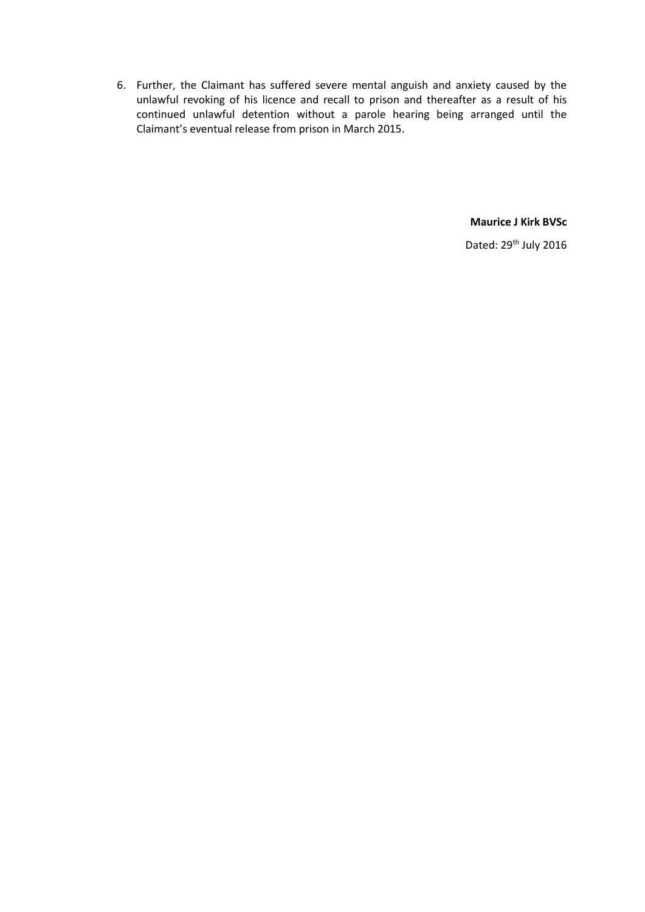6. Further, the Claimant has suffered severe mental anguish and anxiety caused by the unlawful revoking of his licence and recall to prison and thereafter as a result of his continued unlawful detention without a parole hearing being arranged until the Claimant's eventual release from prison in March 2015.

**Maurice J Kirk BVSc**

Dated: 29th July 2016